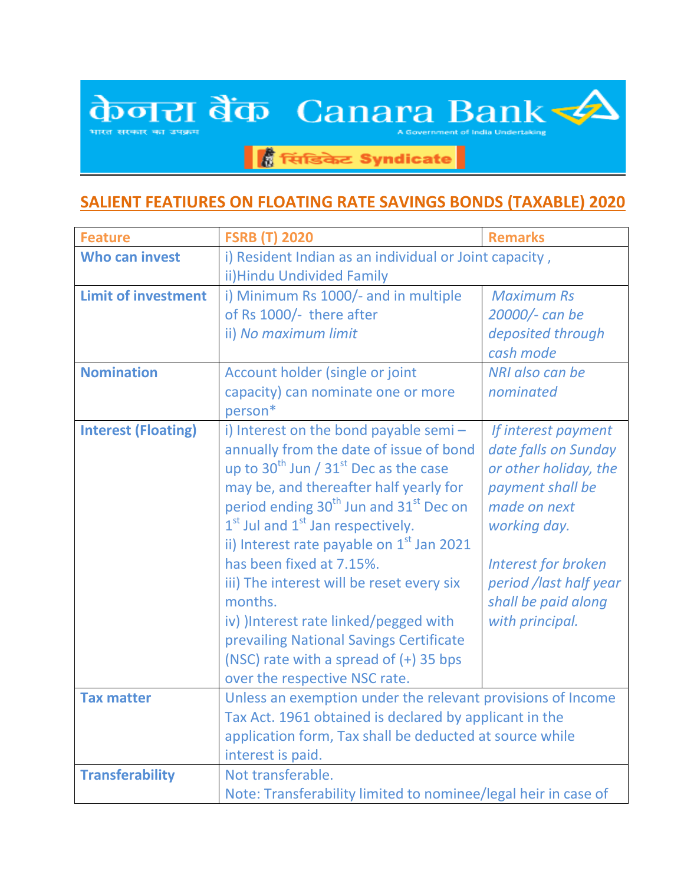केनरा बैंक Canara Bank

भारत सरकार का उपक्रम — A Government of India Undertaking

सिंडिकेट Syndicate

## SALIENT FEATIURES ON FLOATING RATE SAVINGS BONDS (TAXABLE) 2020

| Feature | FSRB (T) 2020 | Remarks |
|---|---|---|
| **Who can invest** | i) Resident Indian as an individual or Joint capacity , ii)Hindu Undivided Family | |
| **Limit of investment** | i) Minimum Rs 1000/- and in multiple of Rs 1000/- there after<br>ii) *No maximum limit* | *Maximum Rs 20000/- can be deposited through cash mode* |
| **Nomination** | Account holder (single or joint capacity) can nominate one or more person* | *NRI also can be nominated* |
| **Interest (Floating)** | i) Interest on the bond payable semi – annually from the date of issue of bond up to 30th Jun / 31st Dec as the case may be, and thereafter half yearly for period ending 30th Jun and 31st Dec on 1st Jul and 1st Jan respectively.<br>ii) Interest rate payable on 1st Jan 2021 has been fixed at 7.15%.<br>iii) The interest will be reset every six months.<br>iv) )Interest rate linked/pegged with prevailing National Savings Certificate (NSC) rate with a spread of (+) 35 bps over the respective NSC rate. | *If interest payment date falls on Sunday or other holiday, the payment shall be made on next working day.*<br><br>*Interest for broken period /last half year shall be paid along with principal.* |
| **Tax matter** | Unless an exemption under the relevant provisions of Income Tax Act. 1961 obtained is declared by applicant in the application form, Tax shall be deducted at source while interest is paid. | |
| **Transferability** | Not transferable.<br>Note: Transferability limited to nominee/legal heir in case of | |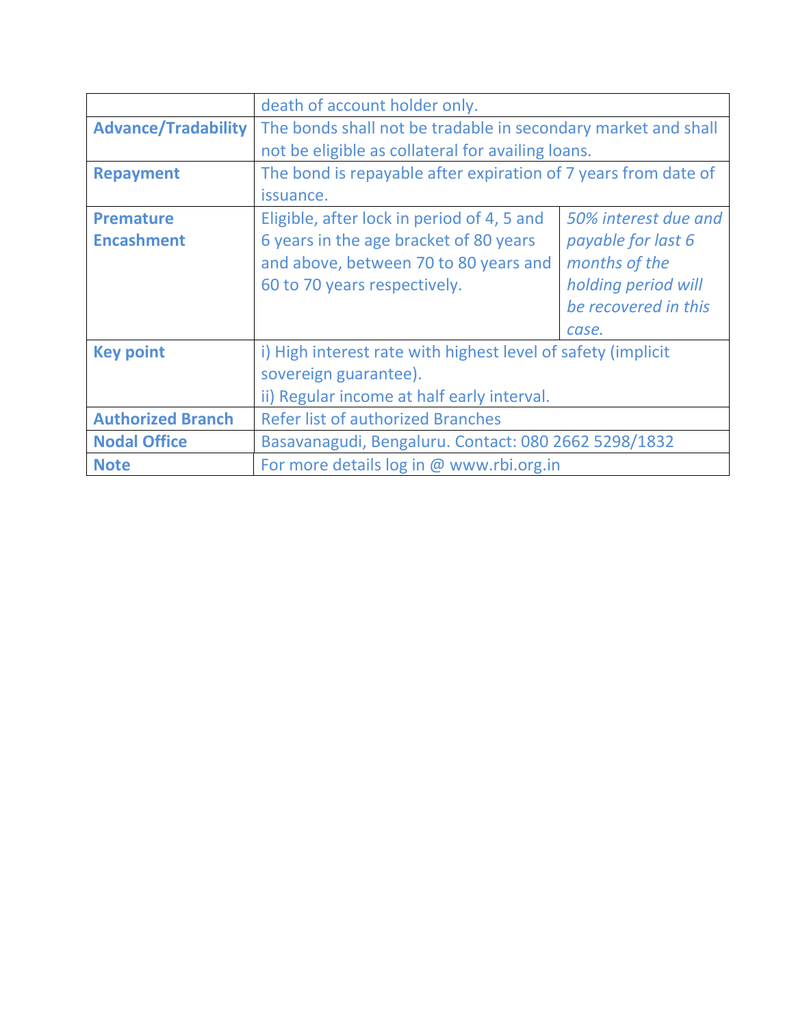| | | |
|---|---|---|
| | death of account holder only. | |
| **Advance/Tradability** | The bonds shall not be tradable in secondary market and shall not be eligible as collateral for availing loans. | |
| **Repayment** | The bond is repayable after expiration of 7 years from date of issuance. | |
| **Premature Encashment** | Eligible, after lock in period of 4, 5 and 6 years in the age bracket of 80 years and above, between 70 to 80 years and 60 to 70 years respectively. | *50% interest due and payable for last 6 months of the holding period will be recovered in this case.* |
| **Key point** | i) High interest rate with highest level of safety (implicit sovereign guarantee).<br>ii) Regular income at half early interval. | |
| **Authorized Branch** | Refer list of authorized Branches | |
| **Nodal Office** | Basavanagudi, Bengaluru. Contact: 080 2662 5298/1832 | |
| **Note** | For more details log in @ www.rbi.org.in | |